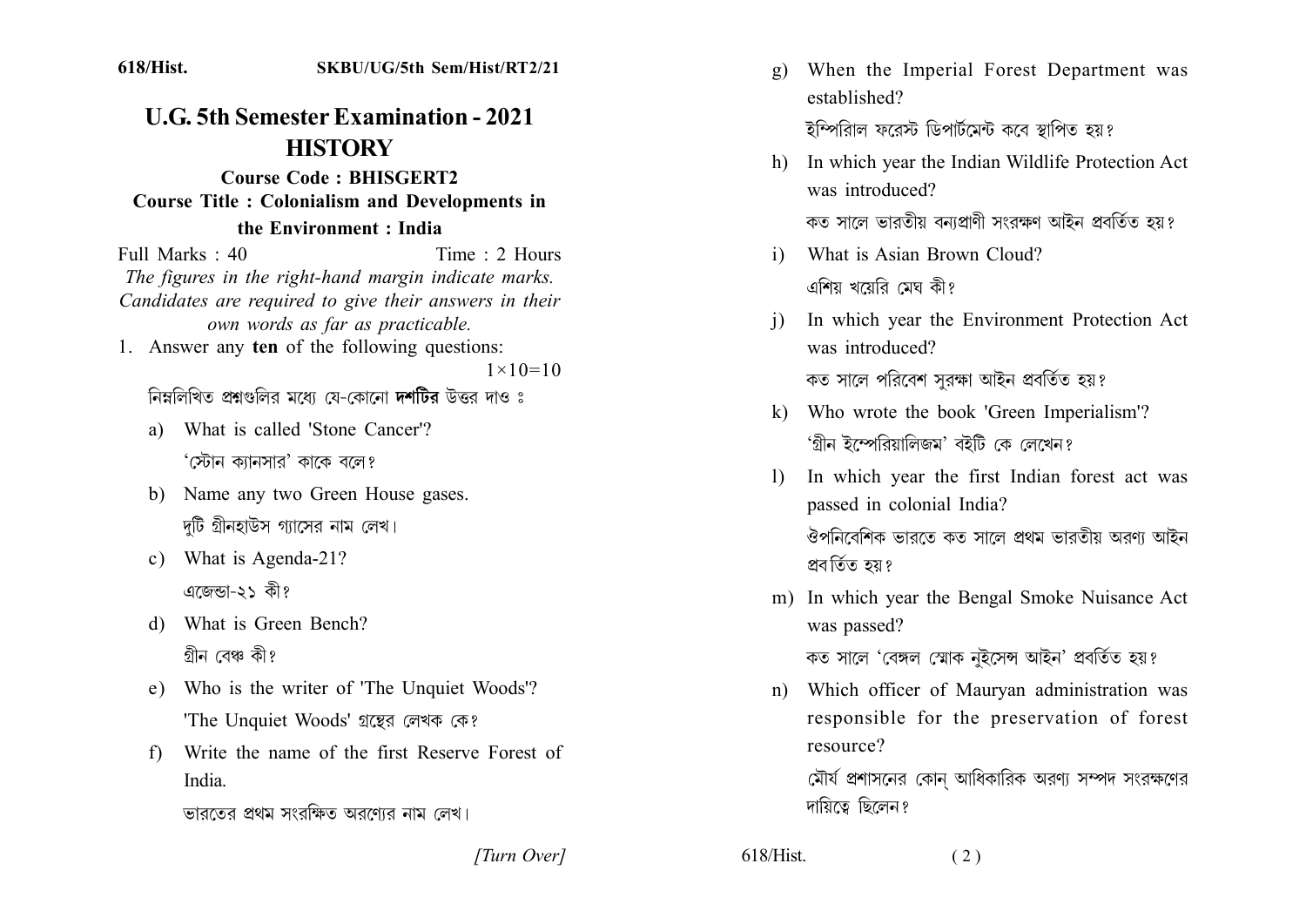618/Hist. SKBU/UG/5th Sem/Hist/RT2/21

# U.G. 5th Semester Examination - 2021

## HISTORY

**Course Code : BHISGERT2**

**Course Title : Colonialism and Developments in the Environment : India**

Full Marks : 40 Time : 2 Hours

*The figures in the right-hand margin indicate marks. Candidates are required to give their answers in their own words as far as practicable.*

1. Answer any **ten** of the following questions: $1\times10=10$

নিম্নলিখিত প্রশ্নগুলির মধ্যে যে-কোনো **দশটির** উত্তর দাও ঃ

a) What is called 'Stone Cancer'?

'স্টোন ক্যানসার' কাকে বলে?

b) Name any two Green House gases.

দুটি গ্রীনহাউস গ্যাসের নাম লেখ।

c) What is Agenda-21?

এজেন্ডা-২১ কী?

d) What is Green Bench?

গ্রীন বেঞ্চ কী?

e) Who is the writer of 'The Unquiet Woods'?

'The Unquiet Woods' গ্রন্থের লেখক কে?

f) Write the name of the first Reserve Forest of India.

ভারতের প্রথম সংরক্ষিত অরণ্যের নাম লেখ।

g) When the Imperial Forest Department was established?

ইম্পিরিাল ফরেস্ট ডিপার্টমেন্ট কবে স্থাপিত হয়?

h) In which year the Indian Wildlife Protection Act was introduced?

কত সালে ভারতীয় বন্যপ্রাণী সংরক্ষণ আইন প্রবর্তিত হয়?

i) What is Asian Brown Cloud?

এশিয় খয়েরি মেঘ কী?

j) In which year the Environment Protection Act was introduced?

কত সালে পরিবেশ সুরক্ষা আইন প্রবর্তিত হয়?

k) Who wrote the book 'Green Imperialism'?

'গ্রীন ইম্পেরিয়ালিজম' বইটি কে লেখেন?

l) In which year the first Indian forest act was passed in colonial India?

ঔপনিবেশিক ভারতে কত সালে প্রথম ভারতীয় অরণ্য আইন প্রবর্তিত হয়?

m) In which year the Bengal Smoke Nuisance Act was passed?

কত সালে 'বেঙ্গল স্মোক নুইসেন্স আইন' প্রবর্তিত হয়?

n) Which officer of Mauryan administration was responsible for the preservation of forest resource?

মৌর্য প্রশাসনের কোন্ আধিকারিক অরণ্য সম্পদ সংরক্ষণের দায়িত্বে ছিলেন?

[Turn Over]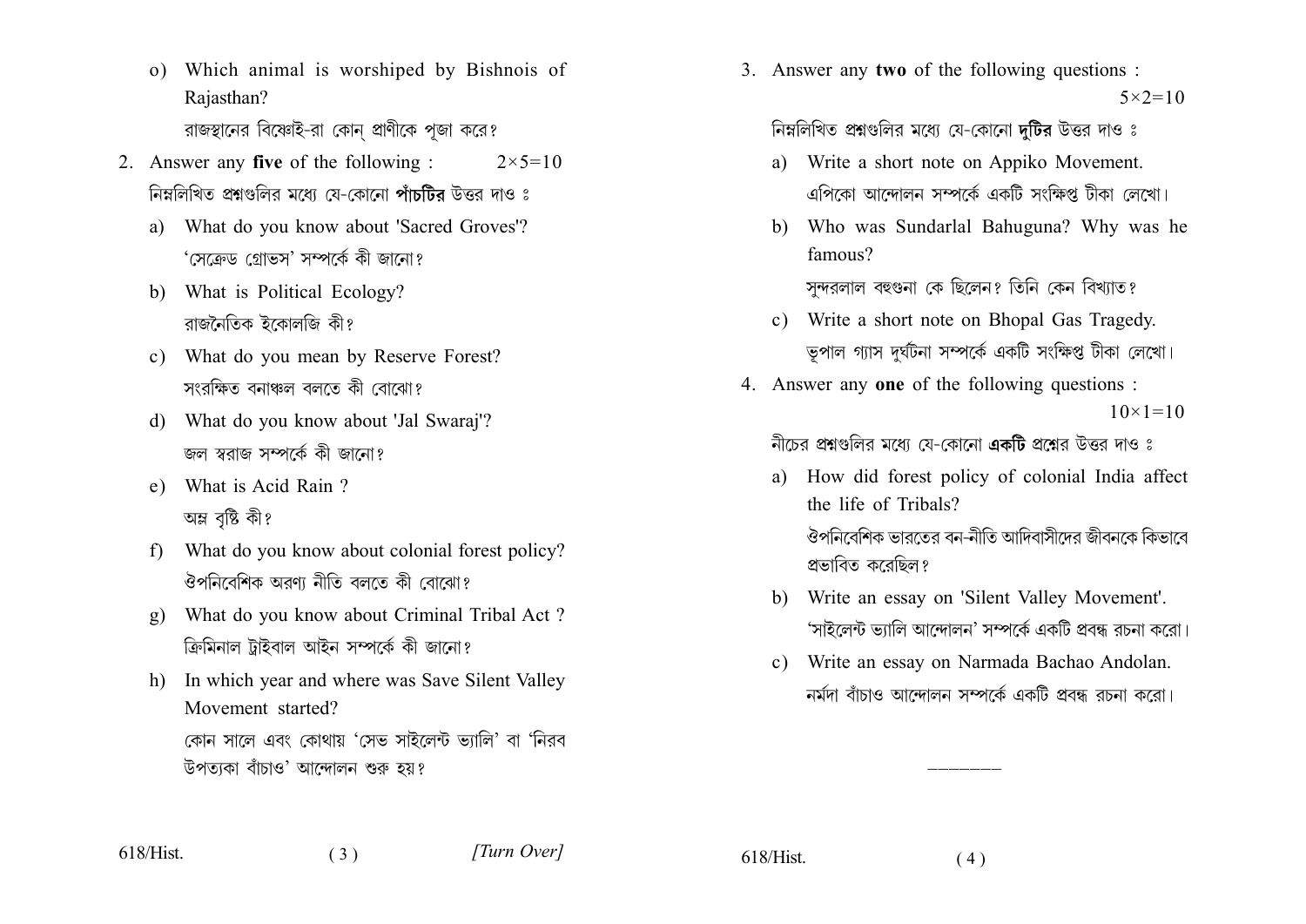o) Which animal is worshiped by Bishnois of Rajasthan?

রাজস্থানের বিষ্ণোই-রা কোন্ প্রাণীকে পূজা করে?

2. Answer any **five** of the following : $2\times5=10$

নিম্নলিখিত প্রশ্নগুলির মধ্যে যে-কোনো **পাঁচটির** উত্তর দাও ঃ

a) What do you know about 'Sacred Groves'?

'সেক্রেড গ্রোভস' সম্পর্কে কী জানো?

b) What is Political Ecology?

রাজনৈতিক ইকোলজি কী?

c) What do you mean by Reserve Forest?

সংরক্ষিত বনাঞ্চল বলতে কী বোঝো?

d) What do you know about 'Jal Swaraj'?

জল স্বরাজ সম্পর্কে কী জানো?

e) What is Acid Rain ?

অম্ল বৃষ্টি কী?

f) What do you know about colonial forest policy?

ঔপনিবেশিক অরণ্য নীতি বলতে কী বোঝো?

g) What do you know about Criminal Tribal Act ?

ক্রিমিনাল ট্রাইবাল আইন সম্পর্কে কী জানো?

h) In which year and where was Save Silent Valley Movement started?

কোন সালে এবং কোথায় 'সেভ সাইলেন্ট ভ্যালি' বা 'নিরব উপত্যকা বাঁচাও' আন্দোলন শুরু হয়?

3. Answer any **two** of the following questions : $5\times2=10$

নিম্নলিখিত প্রশ্নগুলির মধ্যে যে-কোনো **দুটির** উত্তর দাও ঃ

a) Write a short note on Appiko Movement.

এপিকো আন্দোলন সম্পর্কে একটি সংক্ষিপ্ত টীকা লেখো।

b) Who was Sundarlal Bahuguna? Why was he famous?

সুন্দরলাল বহুগুনা কে ছিলেন? তিনি কেন বিখ্যাত?

c) Write a short note on Bhopal Gas Tragedy.

ভূপাল গ্যাস দুর্ঘটনা সম্পর্কে একটি সংক্ষিপ্ত টীকা লেখো।

4. Answer any **one** of the following questions : $10\times1=10$

নীচের প্রশ্নগুলির মধ্যে যে-কোনো **একটি** প্রশ্নের উত্তর দাও ঃ

a) How did forest policy of colonial India affect the life of Tribals?

ঔপনিবেশিক ভারতের বন-নীতি আদিবাসীদের জীবনকে কিভাবে প্রভাবিত করেছিল?

b) Write an essay on 'Silent Valley Movement'.

'সাইলেন্ট ভ্যালি আন্দোলন' সম্পর্কে একটি প্রবন্ধ রচনা করো।

c) Write an essay on Narmada Bachao Andolan.

নর্মদা বাঁচাও আন্দোলন সম্পর্কে একটি প্রবন্ধ রচনা করো।

———————